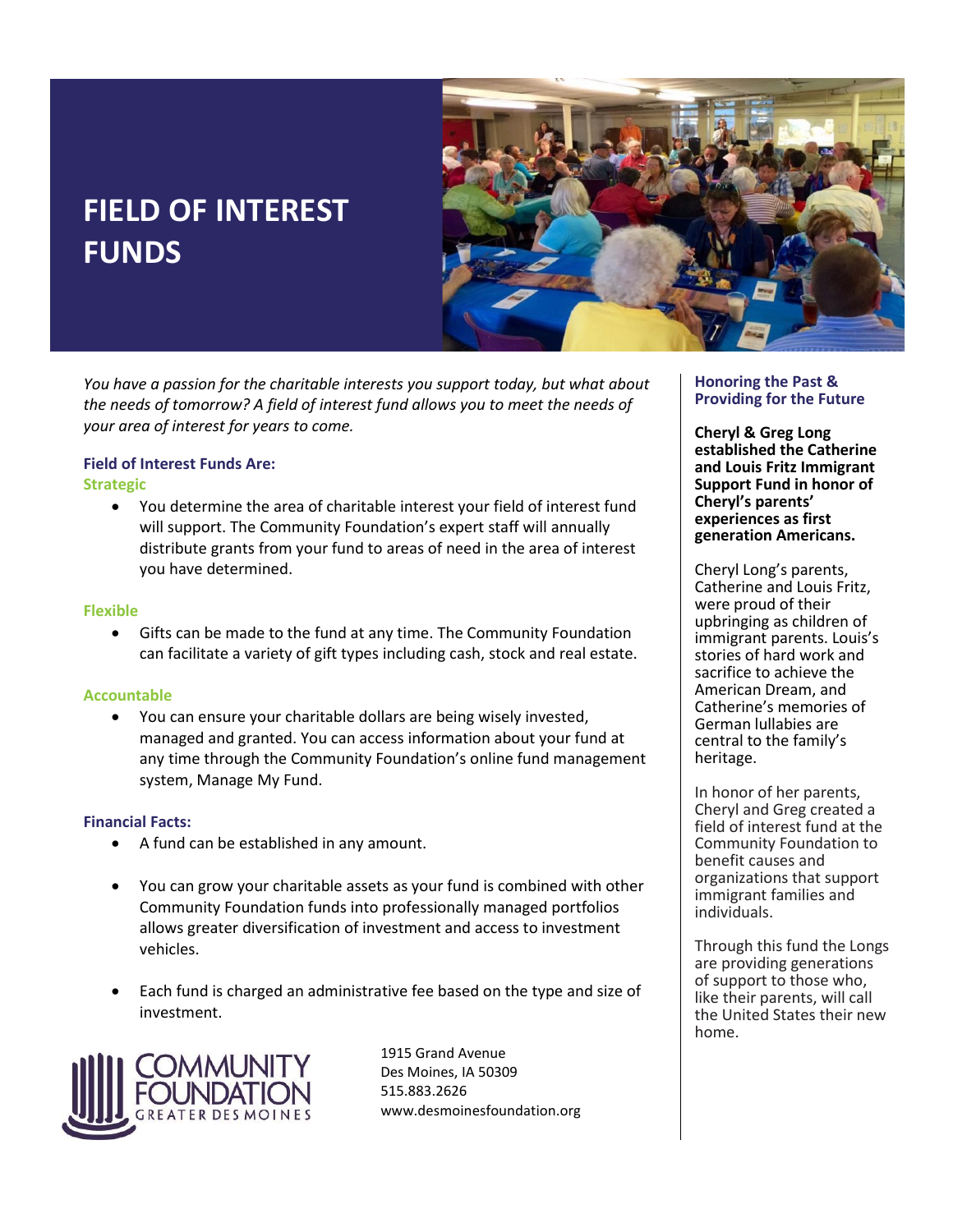# FIELD OF INTEREST FUNDS

*You have a passion for the charitable interests you support today, but what about the needs of tomorrow? A field of interest fund allows you to meet the needs of your area of interest for years to come.*

### Field of Interest Funds Are:

**Strategic**

- You determine the area of charitable interest your field of interest fund will support. The Community Foundation's expert staff will annually distribute grants from your fund to areas of need in the area of interest you have determined.

**Flexible**

- Gifts can be made to the fund at any time. The Community Foundation can facilitate a variety of gift types including cash, stock and real estate.

**Accountable**

- You can ensure your charitable dollars are being wisely invested, managed and granted. You can access information about your fund at any time through the Community Foundation's online fund management system, Manage My Fund.

### Financial Facts:

- A fund can be established in any amount.
- You can grow your charitable assets as your fund is combined with other Community Foundation funds into professionally managed portfolios allows greater diversification of investment and access to investment vehicles.
- Each fund is charged an administrative fee based on the type and size of investment.

COMMUNITY FOUNDATION GREATER DES MOINES

1915 Grand Avenue
Des Moines, IA 50309
515.883.2626
www.desmoinesfoundation.org

### Honoring the Past & Providing for the Future

**Cheryl & Greg Long established the Catherine and Louis Fritz Immigrant Support Fund in honor of Cheryl's parents' experiences as first generation Americans.**

Cheryl Long's parents, Catherine and Louis Fritz, were proud of their upbringing as children of immigrant parents. Louis's stories of hard work and sacrifice to achieve the American Dream, and Catherine's memories of German lullabies are central to the family's heritage.

In honor of her parents, Cheryl and Greg created a field of interest fund at the Community Foundation to benefit causes and organizations that support immigrant families and individuals.

Through this fund the Longs are providing generations of support to those who, like their parents, will call the United States their new home.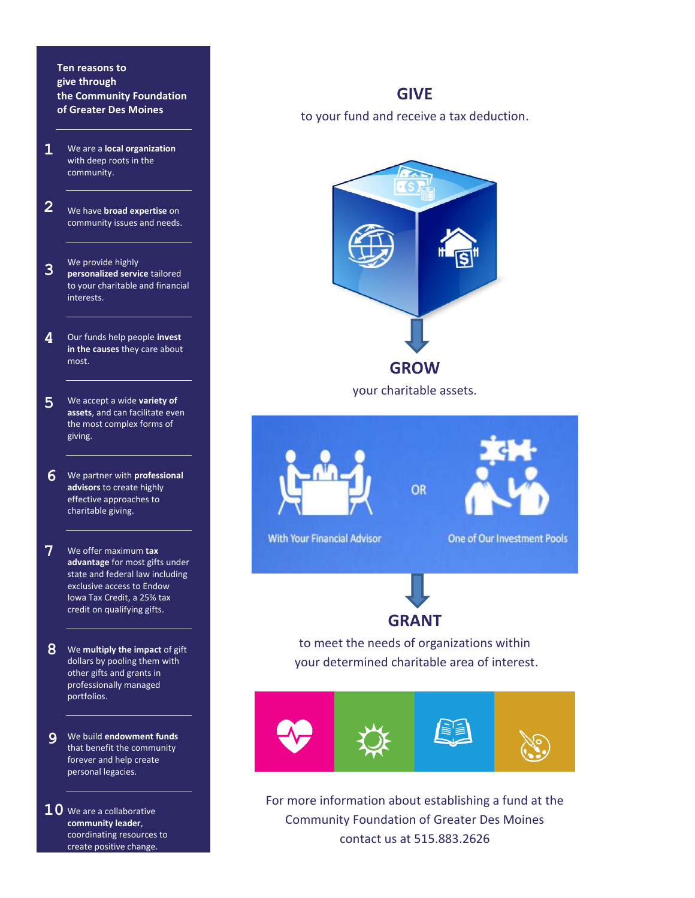## Ten reasons to give through the Community Foundation of Greater Des Moines

1. We are a **local organization** with deep roots in the community.
2. We have **broad expertise** on community issues and needs.
3. We provide highly **personalized service** tailored to your charitable and financial interests.
4. Our funds help people **invest in the causes** they care about most.
5. We accept a wide **variety of assets**, and can facilitate even the most complex forms of giving.
6. We partner with **professional advisors** to create highly effective approaches to charitable giving.
7. We offer maximum **tax advantage** for most gifts under state and federal law including exclusive access to Endow Iowa Tax Credit, a 25% tax credit on qualifying gifts.
8. We **multiply the impact** of gift dollars by pooling them with other gifts and grants in professionally managed portfolios.
9. We build **endowment funds** that benefit the community forever and help create personal legacies.
10. We are a collaborative **community leader**, coordinating resources to create positive change.

## GIVE

to your fund and receive a tax deduction.

## GROW

your charitable assets.

With Your Financial Advisor

OR

One of Our Investment Pools

## GRANT

to meet the needs of organizations within your determined charitable area of interest.

For more information about establishing a fund at the Community Foundation of Greater Des Moines contact us at 515.883.2626